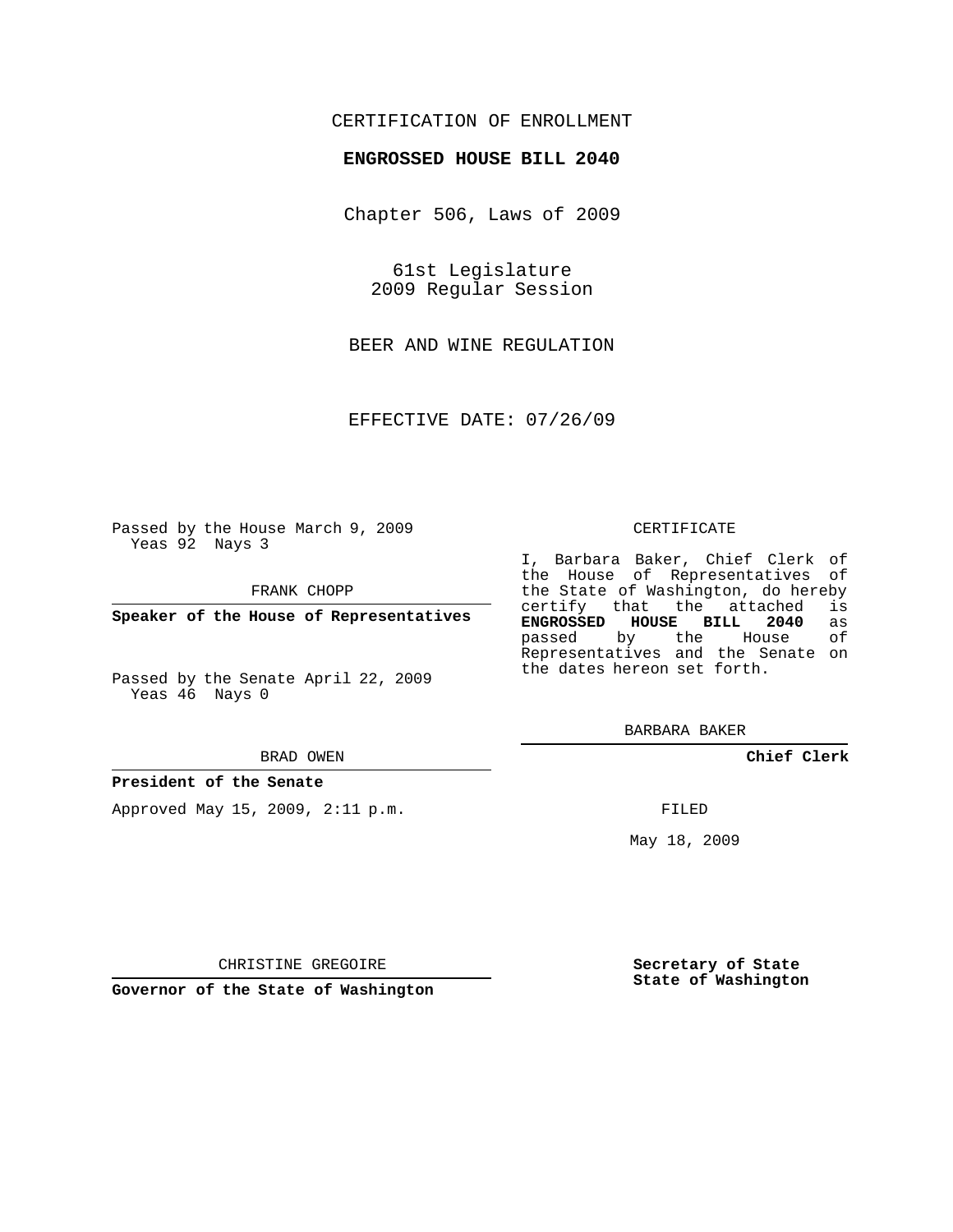CERTIFICATION OF ENROLLMENT

**ENGROSSED HOUSE BILL 2040**

Chapter 506, Laws of 2009

61st Legislature
2009 Regular Session

BEER AND WINE REGULATION

EFFECTIVE DATE: 07/26/09

Passed by the House March 9, 2009
Yeas 92 Nays 3

FRANK CHOPP

**Speaker of the House of Representatives**

Passed by the Senate April 22, 2009
Yeas 46 Nays 0

BRAD OWEN

**President of the Senate**

Approved May 15, 2009, 2:11 p.m.

CHRISTINE GREGOIRE

**Governor of the State of Washington**

CERTIFICATE

I, Barbara Baker, Chief Clerk of the House of Representatives of the State of Washington, do hereby certify that the attached is **ENGROSSED HOUSE BILL 2040** as passed by the House of Representatives and the Senate on the dates hereon set forth.

BARBARA BAKER

**Chief Clerk**

FILED

May 18, 2009

**Secretary of State**
**State of Washington**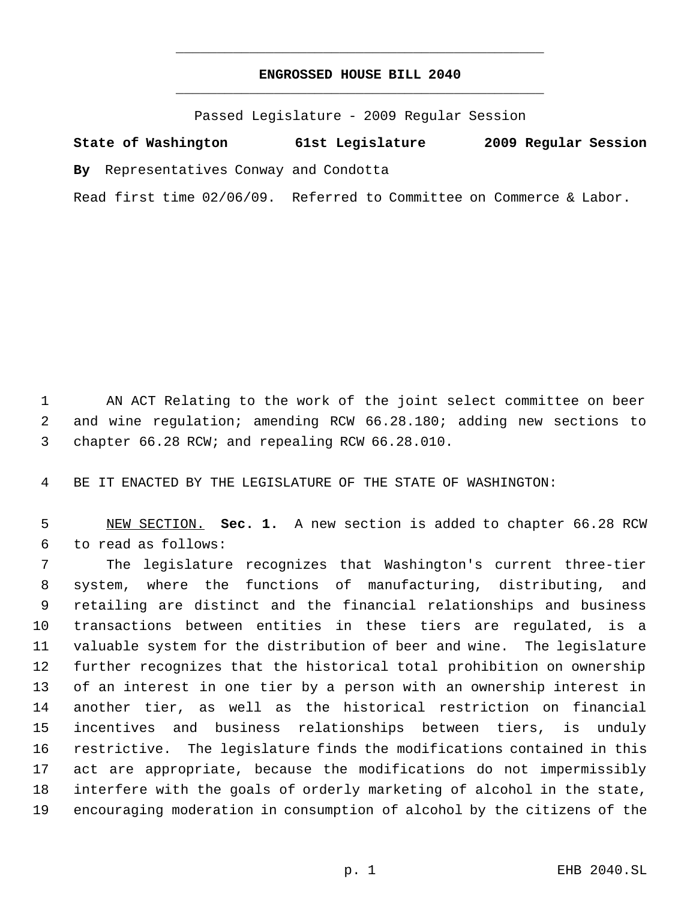# ENGROSSED HOUSE BILL 2040

Passed Legislature - 2009 Regular Session

**State of Washington 61st Legislature 2009 Regular Session**

**By** Representatives Conway and Condotta

Read first time 02/06/09. Referred to Committee on Commerce & Labor.

AN ACT Relating to the work of the joint select committee on beer and wine regulation; amending RCW 66.28.180; adding new sections to chapter 66.28 RCW; and repealing RCW 66.28.010.

BE IT ENACTED BY THE LEGISLATURE OF THE STATE OF WASHINGTON:

NEW SECTION. **Sec. 1.** A new section is added to chapter 66.28 RCW to read as follows:

The legislature recognizes that Washington's current three-tier system, where the functions of manufacturing, distributing, and retailing are distinct and the financial relationships and business transactions between entities in these tiers are regulated, is a valuable system for the distribution of beer and wine. The legislature further recognizes that the historical total prohibition on ownership of an interest in one tier by a person with an ownership interest in another tier, as well as the historical restriction on financial incentives and business relationships between tiers, is unduly restrictive. The legislature finds the modifications contained in this act are appropriate, because the modifications do not impermissibly interfere with the goals of orderly marketing of alcohol in the state, encouraging moderation in consumption of alcohol by the citizens of the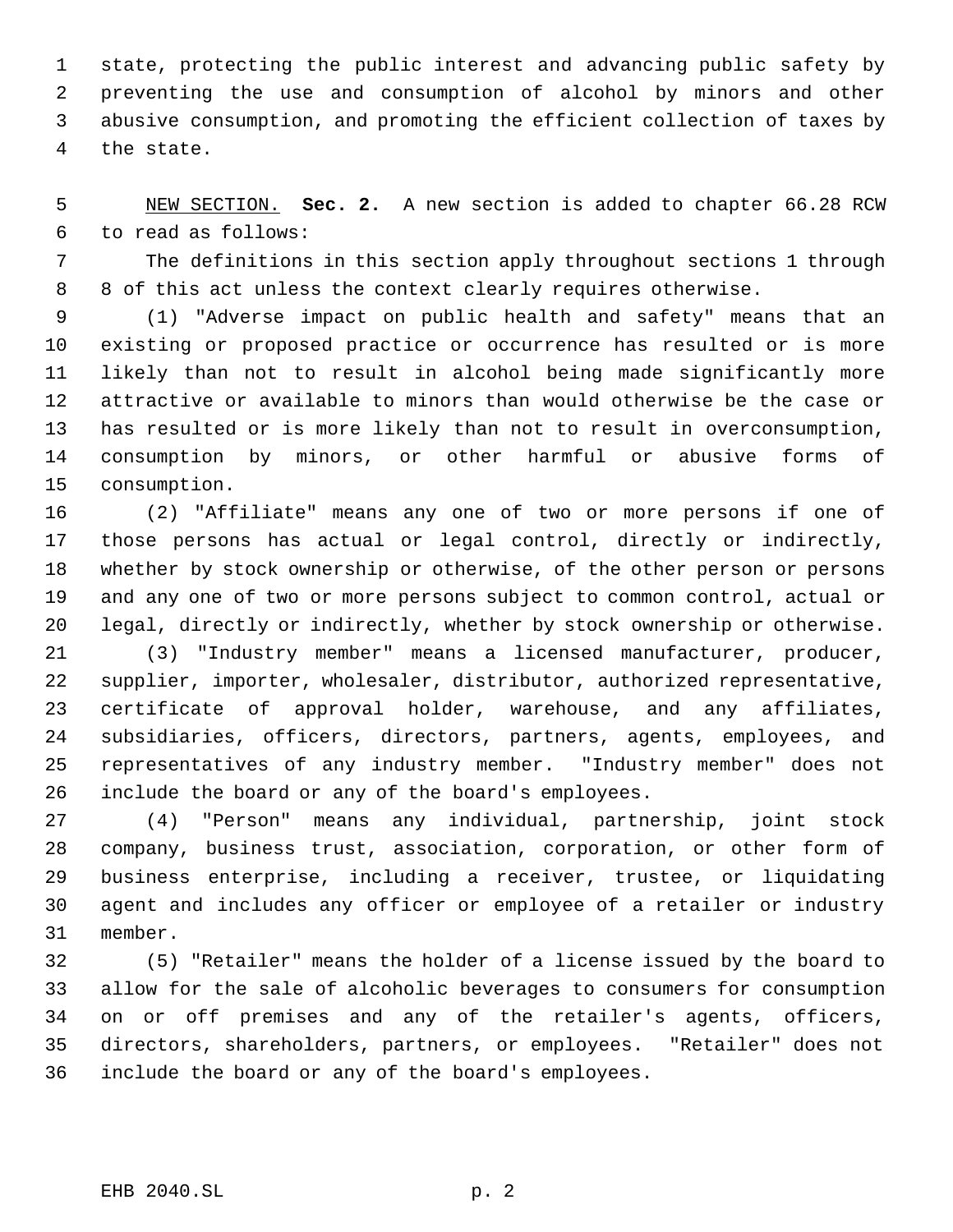state, protecting the public interest and advancing public safety by preventing the use and consumption of alcohol by minors and other abusive consumption, and promoting the efficient collection of taxes by the state.

NEW SECTION. **Sec. 2.** A new section is added to chapter 66.28 RCW to read as follows:

The definitions in this section apply throughout sections 1 through 8 of this act unless the context clearly requires otherwise.

(1) "Adverse impact on public health and safety" means that an existing or proposed practice or occurrence has resulted or is more likely than not to result in alcohol being made significantly more attractive or available to minors than would otherwise be the case or has resulted or is more likely than not to result in overconsumption, consumption by minors, or other harmful or abusive forms of consumption.

(2) "Affiliate" means any one of two or more persons if one of those persons has actual or legal control, directly or indirectly, whether by stock ownership or otherwise, of the other person or persons and any one of two or more persons subject to common control, actual or legal, directly or indirectly, whether by stock ownership or otherwise.

(3) "Industry member" means a licensed manufacturer, producer, supplier, importer, wholesaler, distributor, authorized representative, certificate of approval holder, warehouse, and any affiliates, subsidiaries, officers, directors, partners, agents, employees, and representatives of any industry member. "Industry member" does not include the board or any of the board's employees.

(4) "Person" means any individual, partnership, joint stock company, business trust, association, corporation, or other form of business enterprise, including a receiver, trustee, or liquidating agent and includes any officer or employee of a retailer or industry member.

(5) "Retailer" means the holder of a license issued by the board to allow for the sale of alcoholic beverages to consumers for consumption on or off premises and any of the retailer's agents, officers, directors, shareholders, partners, or employees. "Retailer" does not include the board or any of the board's employees.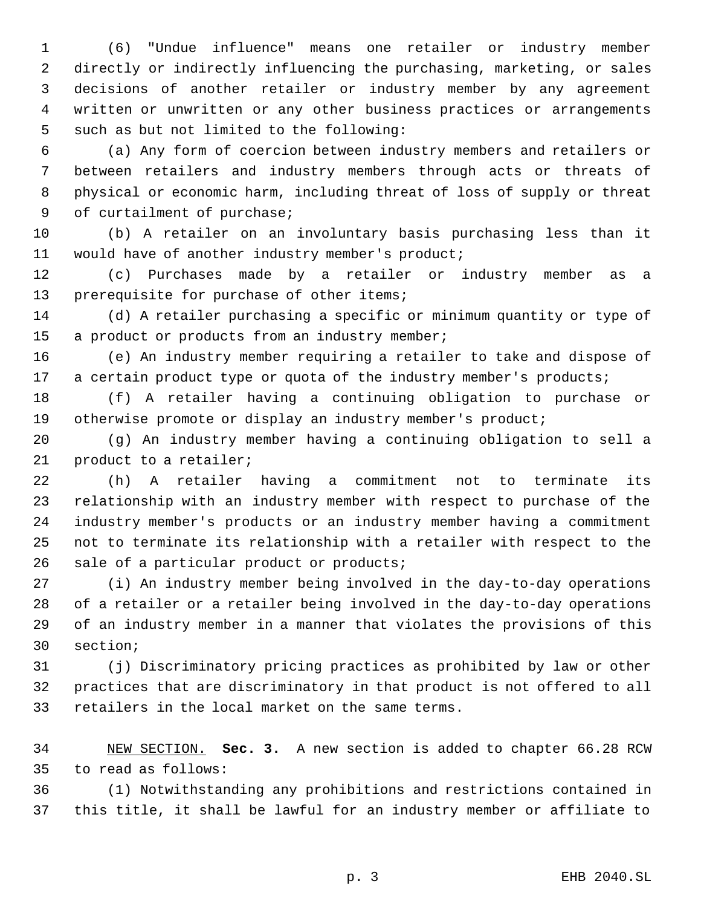(6) "Undue influence" means one retailer or industry member directly or indirectly influencing the purchasing, marketing, or sales decisions of another retailer or industry member by any agreement written or unwritten or any other business practices or arrangements such as but not limited to the following:

(a) Any form of coercion between industry members and retailers or between retailers and industry members through acts or threats of physical or economic harm, including threat of loss of supply or threat of curtailment of purchase;

(b) A retailer on an involuntary basis purchasing less than it would have of another industry member's product;

(c) Purchases made by a retailer or industry member as a prerequisite for purchase of other items;

(d) A retailer purchasing a specific or minimum quantity or type of a product or products from an industry member;

(e) An industry member requiring a retailer to take and dispose of a certain product type or quota of the industry member's products;

(f) A retailer having a continuing obligation to purchase or otherwise promote or display an industry member's product;

(g) An industry member having a continuing obligation to sell a product to a retailer;

(h) A retailer having a commitment not to terminate its relationship with an industry member with respect to purchase of the industry member's products or an industry member having a commitment not to terminate its relationship with a retailer with respect to the sale of a particular product or products;

(i) An industry member being involved in the day-to-day operations of a retailer or a retailer being involved in the day-to-day operations of an industry member in a manner that violates the provisions of this section;

(j) Discriminatory pricing practices as prohibited by law or other practices that are discriminatory in that product is not offered to all retailers in the local market on the same terms.

NEW SECTION. **Sec. 3.** A new section is added to chapter 66.28 RCW to read as follows:

(1) Notwithstanding any prohibitions and restrictions contained in this title, it shall be lawful for an industry member or affiliate to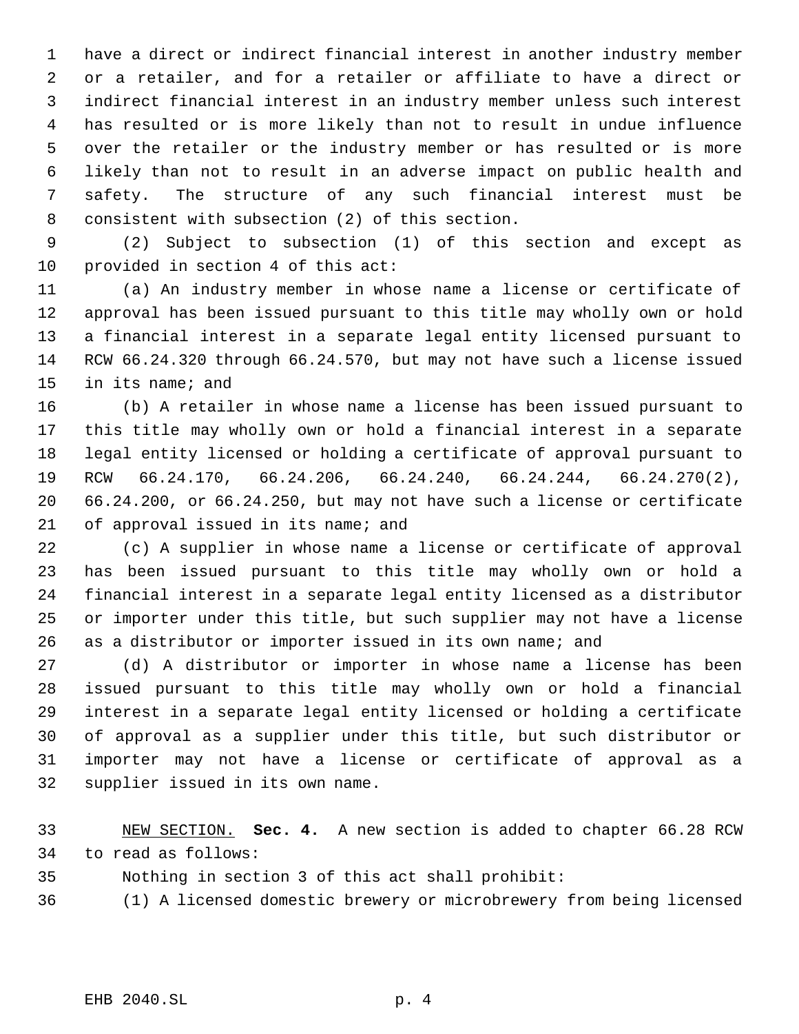have a direct or indirect financial interest in another industry member or a retailer, and for a retailer or affiliate to have a direct or indirect financial interest in an industry member unless such interest has resulted or is more likely than not to result in undue influence over the retailer or the industry member or has resulted or is more likely than not to result in an adverse impact on public health and safety. The structure of any such financial interest must be consistent with subsection (2) of this section.

(2) Subject to subsection (1) of this section and except as provided in section 4 of this act:

(a) An industry member in whose name a license or certificate of approval has been issued pursuant to this title may wholly own or hold a financial interest in a separate legal entity licensed pursuant to RCW 66.24.320 through 66.24.570, but may not have such a license issued in its name; and

(b) A retailer in whose name a license has been issued pursuant to this title may wholly own or hold a financial interest in a separate legal entity licensed or holding a certificate of approval pursuant to RCW 66.24.170, 66.24.206, 66.24.240, 66.24.244, 66.24.270(2), 66.24.200, or 66.24.250, but may not have such a license or certificate of approval issued in its name; and

(c) A supplier in whose name a license or certificate of approval has been issued pursuant to this title may wholly own or hold a financial interest in a separate legal entity licensed as a distributor or importer under this title, but such supplier may not have a license as a distributor or importer issued in its own name; and

(d) A distributor or importer in whose name a license has been issued pursuant to this title may wholly own or hold a financial interest in a separate legal entity licensed or holding a certificate of approval as a supplier under this title, but such distributor or importer may not have a license or certificate of approval as a supplier issued in its own name.

NEW SECTION. **Sec. 4.** A new section is added to chapter 66.28 RCW to read as follows:

Nothing in section 3 of this act shall prohibit:

(1) A licensed domestic brewery or microbrewery from being licensed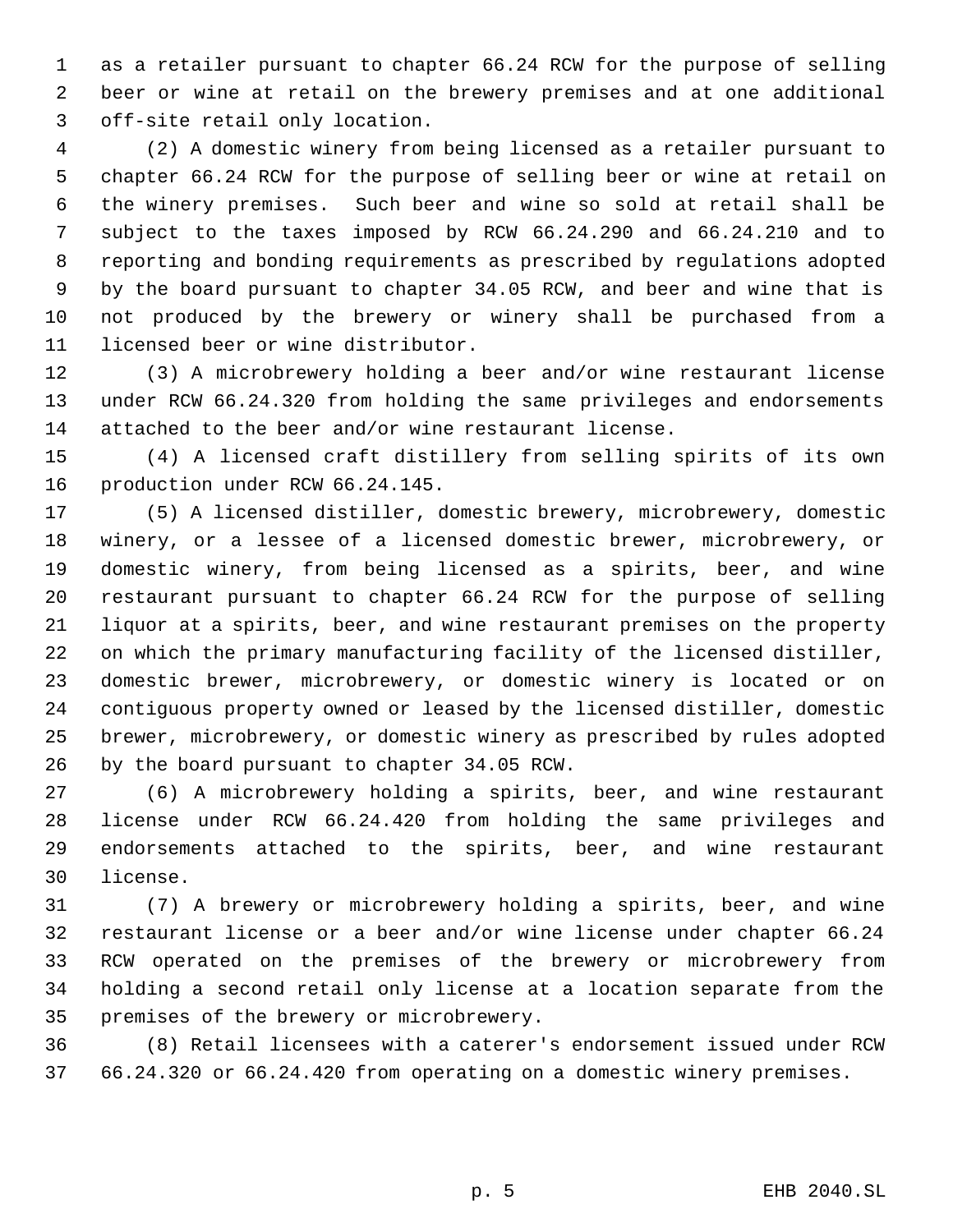as a retailer pursuant to chapter 66.24 RCW for the purpose of selling beer or wine at retail on the brewery premises and at one additional off-site retail only location.

(2) A domestic winery from being licensed as a retailer pursuant to chapter 66.24 RCW for the purpose of selling beer or wine at retail on the winery premises. Such beer and wine so sold at retail shall be subject to the taxes imposed by RCW 66.24.290 and 66.24.210 and to reporting and bonding requirements as prescribed by regulations adopted by the board pursuant to chapter 34.05 RCW, and beer and wine that is not produced by the brewery or winery shall be purchased from a licensed beer or wine distributor.

(3) A microbrewery holding a beer and/or wine restaurant license under RCW 66.24.320 from holding the same privileges and endorsements attached to the beer and/or wine restaurant license.

(4) A licensed craft distillery from selling spirits of its own production under RCW 66.24.145.

(5) A licensed distiller, domestic brewery, microbrewery, domestic winery, or a lessee of a licensed domestic brewer, microbrewery, or domestic winery, from being licensed as a spirits, beer, and wine restaurant pursuant to chapter 66.24 RCW for the purpose of selling liquor at a spirits, beer, and wine restaurant premises on the property on which the primary manufacturing facility of the licensed distiller, domestic brewer, microbrewery, or domestic winery is located or on contiguous property owned or leased by the licensed distiller, domestic brewer, microbrewery, or domestic winery as prescribed by rules adopted by the board pursuant to chapter 34.05 RCW.

(6) A microbrewery holding a spirits, beer, and wine restaurant license under RCW 66.24.420 from holding the same privileges and endorsements attached to the spirits, beer, and wine restaurant license.

(7) A brewery or microbrewery holding a spirits, beer, and wine restaurant license or a beer and/or wine license under chapter 66.24 RCW operated on the premises of the brewery or microbrewery from holding a second retail only license at a location separate from the premises of the brewery or microbrewery.

(8) Retail licensees with a caterer's endorsement issued under RCW 66.24.320 or 66.24.420 from operating on a domestic winery premises.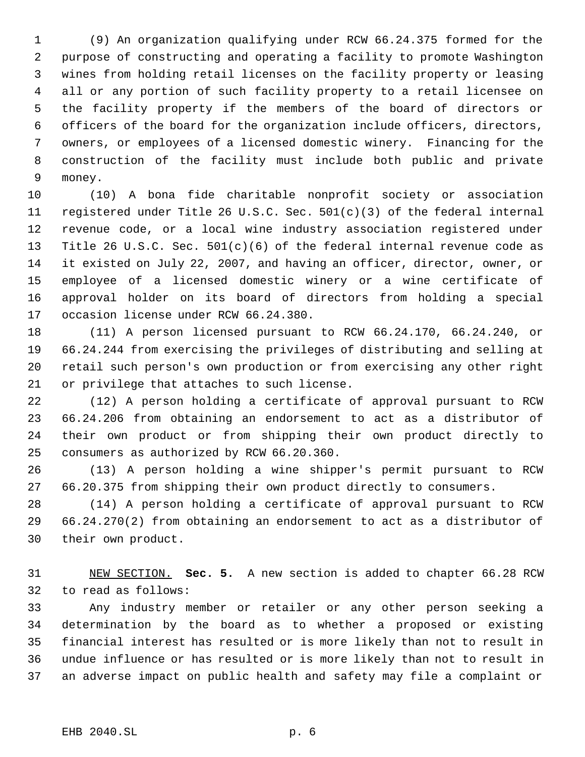(9) An organization qualifying under RCW 66.24.375 formed for the purpose of constructing and operating a facility to promote Washington wines from holding retail licenses on the facility property or leasing all or any portion of such facility property to a retail licensee on the facility property if the members of the board of directors or officers of the board for the organization include officers, directors, owners, or employees of a licensed domestic winery. Financing for the construction of the facility must include both public and private money.

(10) A bona fide charitable nonprofit society or association registered under Title 26 U.S.C. Sec. 501(c)(3) of the federal internal revenue code, or a local wine industry association registered under Title 26 U.S.C. Sec. 501(c)(6) of the federal internal revenue code as it existed on July 22, 2007, and having an officer, director, owner, or employee of a licensed domestic winery or a wine certificate of approval holder on its board of directors from holding a special occasion license under RCW 66.24.380.

(11) A person licensed pursuant to RCW 66.24.170, 66.24.240, or 66.24.244 from exercising the privileges of distributing and selling at retail such person's own production or from exercising any other right or privilege that attaches to such license.

(12) A person holding a certificate of approval pursuant to RCW 66.24.206 from obtaining an endorsement to act as a distributor of their own product or from shipping their own product directly to consumers as authorized by RCW 66.20.360.

(13) A person holding a wine shipper's permit pursuant to RCW 66.20.375 from shipping their own product directly to consumers.

(14) A person holding a certificate of approval pursuant to RCW 66.24.270(2) from obtaining an endorsement to act as a distributor of their own product.

NEW SECTION. **Sec. 5.** A new section is added to chapter 66.28 RCW to read as follows:

Any industry member or retailer or any other person seeking a determination by the board as to whether a proposed or existing financial interest has resulted or is more likely than not to result in undue influence or has resulted or is more likely than not to result in an adverse impact on public health and safety may file a complaint or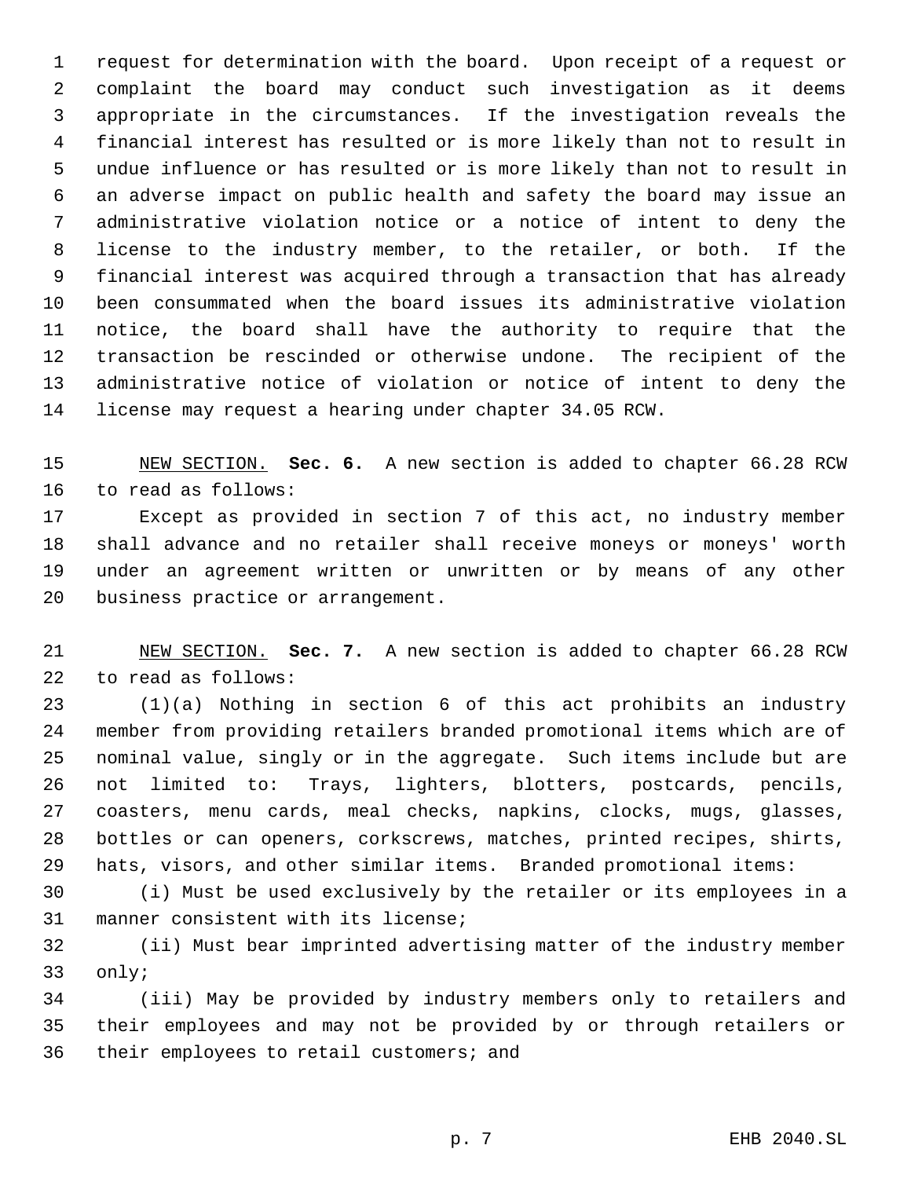request for determination with the board. Upon receipt of a request or complaint the board may conduct such investigation as it deems appropriate in the circumstances. If the investigation reveals the financial interest has resulted or is more likely than not to result in undue influence or has resulted or is more likely than not to result in an adverse impact on public health and safety the board may issue an administrative violation notice or a notice of intent to deny the license to the industry member, to the retailer, or both. If the financial interest was acquired through a transaction that has already been consummated when the board issues its administrative violation notice, the board shall have the authority to require that the transaction be rescinded or otherwise undone. The recipient of the administrative notice of violation or notice of intent to deny the license may request a hearing under chapter 34.05 RCW.

NEW SECTION. **Sec. 6.** A new section is added to chapter 66.28 RCW to read as follows:

Except as provided in section 7 of this act, no industry member shall advance and no retailer shall receive moneys or moneys' worth under an agreement written or unwritten or by means of any other business practice or arrangement.

NEW SECTION. **Sec. 7.** A new section is added to chapter 66.28 RCW to read as follows:

(1)(a) Nothing in section 6 of this act prohibits an industry member from providing retailers branded promotional items which are of nominal value, singly or in the aggregate. Such items include but are not limited to: Trays, lighters, blotters, postcards, pencils, coasters, menu cards, meal checks, napkins, clocks, mugs, glasses, bottles or can openers, corkscrews, matches, printed recipes, shirts, hats, visors, and other similar items. Branded promotional items:

(i) Must be used exclusively by the retailer or its employees in a manner consistent with its license;

(ii) Must bear imprinted advertising matter of the industry member only;

(iii) May be provided by industry members only to retailers and their employees and may not be provided by or through retailers or their employees to retail customers; and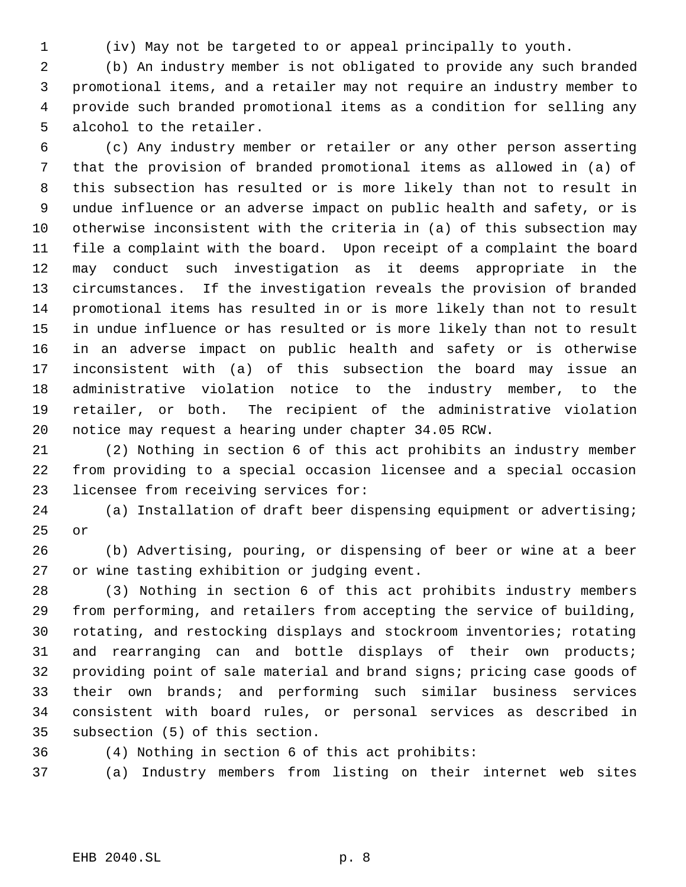(iv) May not be targeted to or appeal principally to youth.

(b) An industry member is not obligated to provide any such branded promotional items, and a retailer may not require an industry member to provide such branded promotional items as a condition for selling any alcohol to the retailer.

(c) Any industry member or retailer or any other person asserting that the provision of branded promotional items as allowed in (a) of this subsection has resulted or is more likely than not to result in undue influence or an adverse impact on public health and safety, or is otherwise inconsistent with the criteria in (a) of this subsection may file a complaint with the board. Upon receipt of a complaint the board may conduct such investigation as it deems appropriate in the circumstances. If the investigation reveals the provision of branded promotional items has resulted in or is more likely than not to result in undue influence or has resulted or is more likely than not to result in an adverse impact on public health and safety or is otherwise inconsistent with (a) of this subsection the board may issue an administrative violation notice to the industry member, to the retailer, or both. The recipient of the administrative violation notice may request a hearing under chapter 34.05 RCW.

(2) Nothing in section 6 of this act prohibits an industry member from providing to a special occasion licensee and a special occasion licensee from receiving services for:

(a) Installation of draft beer dispensing equipment or advertising; or

(b) Advertising, pouring, or dispensing of beer or wine at a beer or wine tasting exhibition or judging event.

(3) Nothing in section 6 of this act prohibits industry members from performing, and retailers from accepting the service of building, rotating, and restocking displays and stockroom inventories; rotating and rearranging can and bottle displays of their own products; providing point of sale material and brand signs; pricing case goods of their own brands; and performing such similar business services consistent with board rules, or personal services as described in subsection (5) of this section.

(4) Nothing in section 6 of this act prohibits:

(a) Industry members from listing on their internet web sites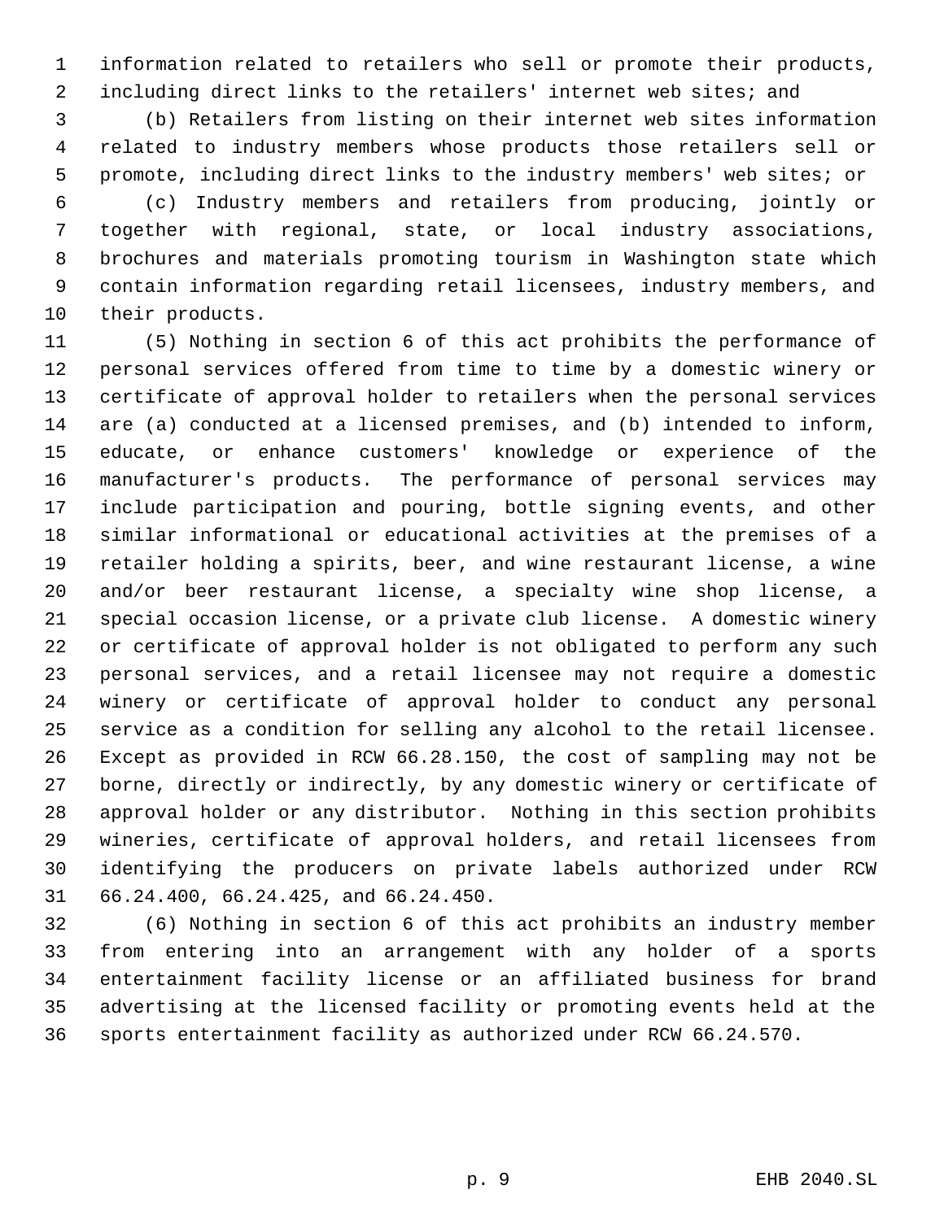information related to retailers who sell or promote their products, including direct links to the retailers' internet web sites; and

(b) Retailers from listing on their internet web sites information related to industry members whose products those retailers sell or promote, including direct links to the industry members' web sites; or

(c) Industry members and retailers from producing, jointly or together with regional, state, or local industry associations, brochures and materials promoting tourism in Washington state which contain information regarding retail licensees, industry members, and their products.

(5) Nothing in section 6 of this act prohibits the performance of personal services offered from time to time by a domestic winery or certificate of approval holder to retailers when the personal services are (a) conducted at a licensed premises, and (b) intended to inform, educate, or enhance customers' knowledge or experience of the manufacturer's products. The performance of personal services may include participation and pouring, bottle signing events, and other similar informational or educational activities at the premises of a retailer holding a spirits, beer, and wine restaurant license, a wine and/or beer restaurant license, a specialty wine shop license, a special occasion license, or a private club license. A domestic winery or certificate of approval holder is not obligated to perform any such personal services, and a retail licensee may not require a domestic winery or certificate of approval holder to conduct any personal service as a condition for selling any alcohol to the retail licensee. Except as provided in RCW 66.28.150, the cost of sampling may not be borne, directly or indirectly, by any domestic winery or certificate of approval holder or any distributor. Nothing in this section prohibits wineries, certificate of approval holders, and retail licensees from identifying the producers on private labels authorized under RCW 66.24.400, 66.24.425, and 66.24.450.

(6) Nothing in section 6 of this act prohibits an industry member from entering into an arrangement with any holder of a sports entertainment facility license or an affiliated business for brand advertising at the licensed facility or promoting events held at the sports entertainment facility as authorized under RCW 66.24.570.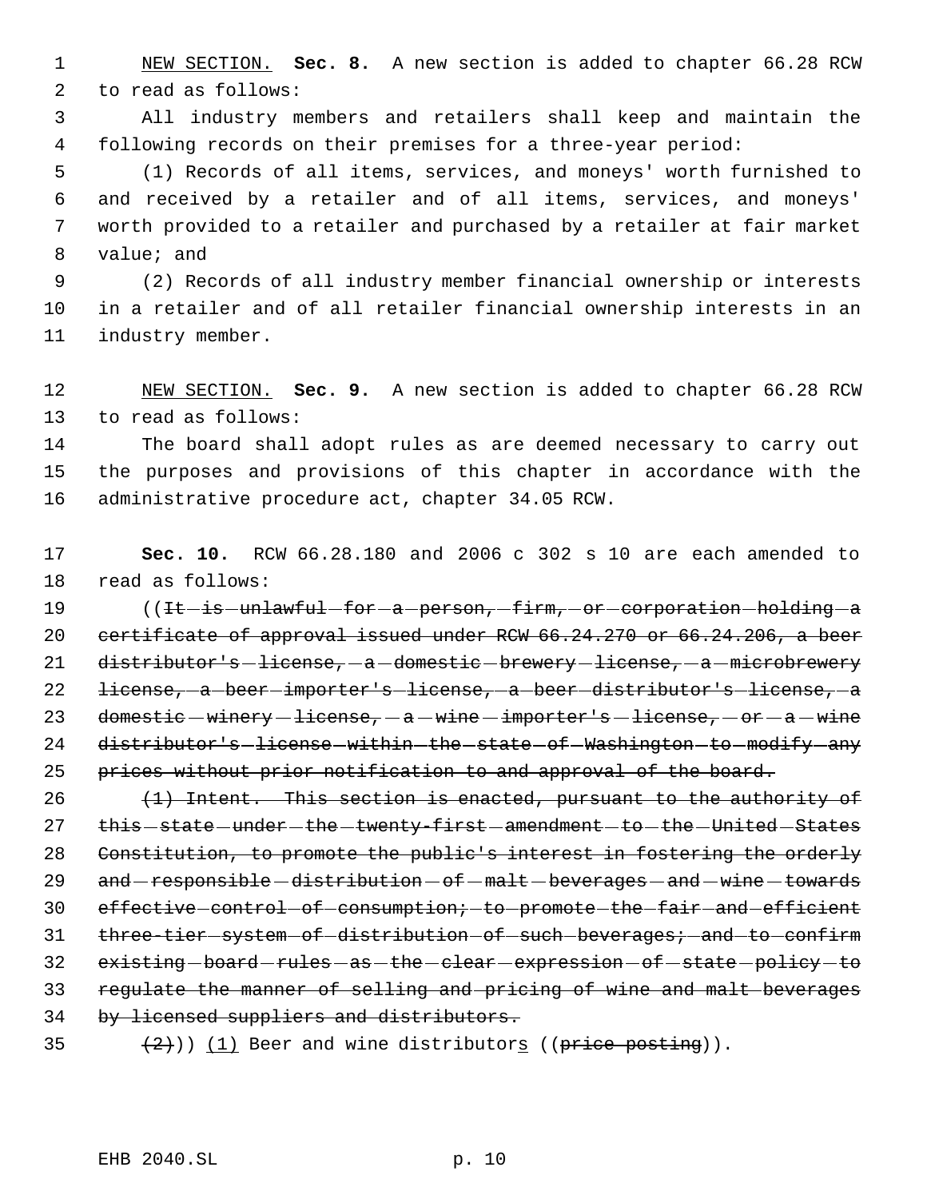NEW SECTION. **Sec. 8.** A new section is added to chapter 66.28 RCW to read as follows:

All industry members and retailers shall keep and maintain the following records on their premises for a three-year period:

(1) Records of all items, services, and moneys' worth furnished to and received by a retailer and of all items, services, and moneys' worth provided to a retailer and purchased by a retailer at fair market value; and

(2) Records of all industry member financial ownership or interests in a retailer and of all retailer financial ownership interests in an industry member.

NEW SECTION. **Sec. 9.** A new section is added to chapter 66.28 RCW to read as follows:

The board shall adopt rules as are deemed necessary to carry out the purposes and provisions of this chapter in accordance with the administrative procedure act, chapter 34.05 RCW.

**Sec. 10.** RCW 66.28.180 and 2006 c 302 s 10 are each amended to read as follows:

((~~It is unlawful for a person, firm, or corporation holding a certificate of approval issued under RCW 66.24.270 or 66.24.206, a beer distributor's license, a domestic brewery license, a microbrewery license, a beer importer's license, a beer distributor's license, a domestic winery license, a wine importer's license, or a wine distributor's license within the state of Washington to modify any prices without prior notification to and approval of the board.~~

~~(1) Intent. This section is enacted, pursuant to the authority of this state under the twenty-first amendment to the United States Constitution, to promote the public's interest in fostering the orderly and responsible distribution of malt beverages and wine towards effective control of consumption; to promote the fair and efficient three-tier system of distribution of such beverages; and to confirm existing board rules as the clear expression of state policy to regulate the manner of selling and pricing of wine and malt beverages by licensed suppliers and distributors.~~

~~(2)~~)) (1) Beer and wine distributors ((~~price posting~~)).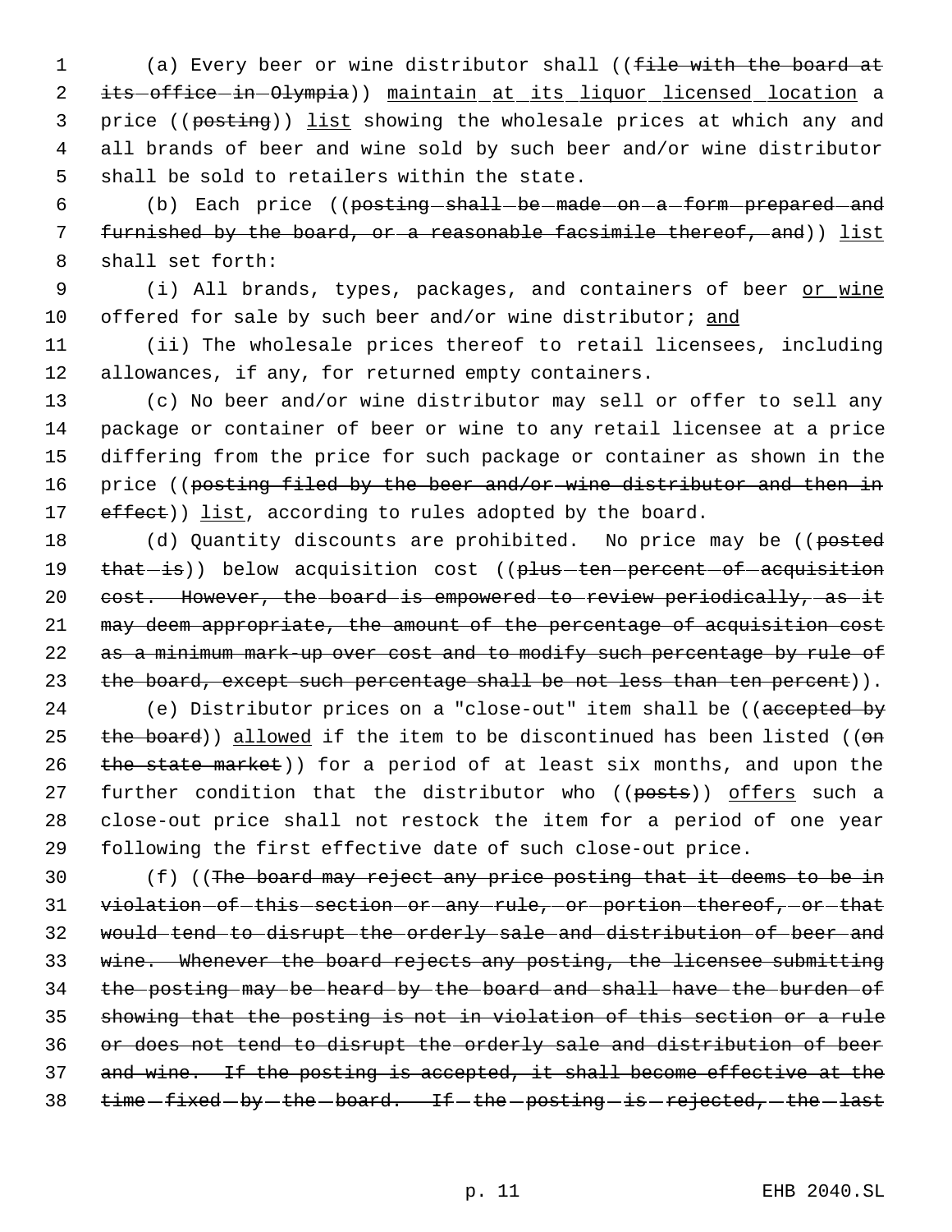(a) Every beer or wine distributor shall ((~~file with the board at its office in Olympia~~)) <u>maintain at its liquor licensed location</u> a price ((~~posting~~)) <u>list</u> showing the wholesale prices at which any and all brands of beer and wine sold by such beer and/or wine distributor shall be sold to retailers within the state.

(b) Each price ((~~posting shall be made on a form prepared and furnished by the board, or a reasonable facsimile thereof, and~~)) <u>list</u> shall set forth:

(i) All brands, types, packages, and containers of beer <u>or wine</u> offered for sale by such beer and/or wine distributor; <u>and</u>

(ii) The wholesale prices thereof to retail licensees, including allowances, if any, for returned empty containers.

(c) No beer and/or wine distributor may sell or offer to sell any package or container of beer or wine to any retail licensee at a price differing from the price for such package or container as shown in the price ((~~posting filed by the beer and/or wine distributor and then in effect~~)) <u>list</u>, according to rules adopted by the board.

(d) Quantity discounts are prohibited. No price may be ((~~posted that is~~)) below acquisition cost ((~~plus ten percent of acquisition cost. However, the board is empowered to review periodically, as it may deem appropriate, the amount of the percentage of acquisition cost as a minimum mark-up over cost and to modify such percentage by rule of the board, except such percentage shall be not less than ten percent~~)).

(e) Distributor prices on a "close-out" item shall be ((~~accepted by the board~~)) <u>allowed</u> if the item to be discontinued has been listed ((~~on the state market~~)) for a period of at least six months, and upon the further condition that the distributor who ((~~posts~~)) <u>offers</u> such a close-out price shall not restock the item for a period of one year following the first effective date of such close-out price.

(f) ((~~The board may reject any price posting that it deems to be in violation of this section or any rule, or portion thereof, or that would tend to disrupt the orderly sale and distribution of beer and wine. Whenever the board rejects any posting, the licensee submitting the posting may be heard by the board and shall have the burden of showing that the posting is not in violation of this section or a rule or does not tend to disrupt the orderly sale and distribution of beer and wine. If the posting is accepted, it shall become effective at the time fixed by the board. If the posting is rejected, the last~~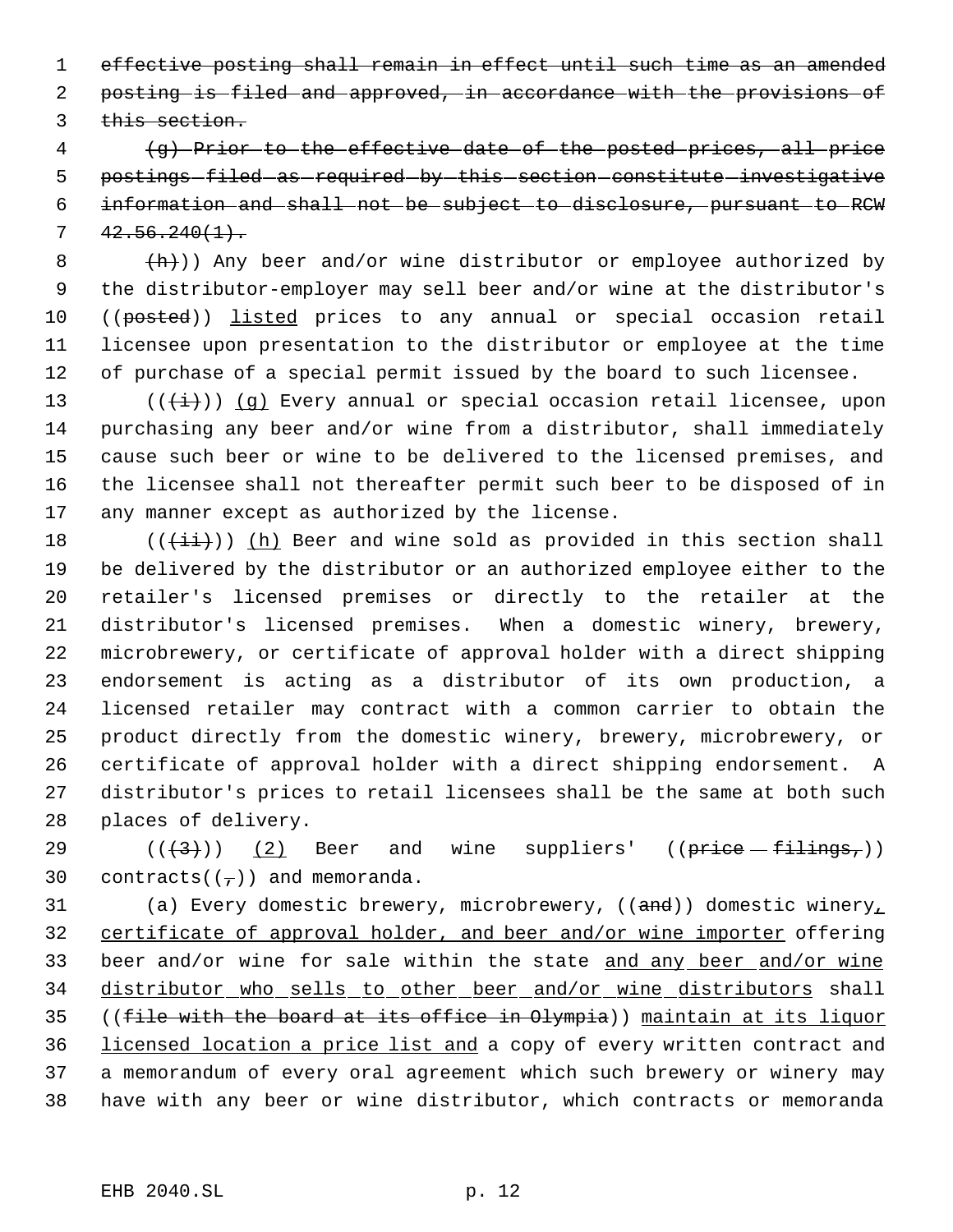~~effective posting shall remain in effect until such time as an amended posting is filed and approved, in accordance with the provisions of this section.~~

~~(g) Prior to the effective date of the posted prices, all price postings filed as required by this section constitute investigative information and shall not be subject to disclosure, pursuant to RCW 42.56.240(1).~~

~~(h)~~)) Any beer and/or wine distributor or employee authorized by the distributor-employer may sell beer and/or wine at the distributor's ((~~posted~~)) listed prices to any annual or special occasion retail licensee upon presentation to the distributor or employee at the time of purchase of a special permit issued by the board to such licensee.

((~~(i)~~)) (g) Every annual or special occasion retail licensee, upon purchasing any beer and/or wine from a distributor, shall immediately cause such beer or wine to be delivered to the licensed premises, and the licensee shall not thereafter permit such beer to be disposed of in any manner except as authorized by the license.

((~~(ii)~~)) (h) Beer and wine sold as provided in this section shall be delivered by the distributor or an authorized employee either to the retailer's licensed premises or directly to the retailer at the distributor's licensed premises. When a domestic winery, brewery, microbrewery, or certificate of approval holder with a direct shipping endorsement is acting as a distributor of its own production, a licensed retailer may contract with a common carrier to obtain the product directly from the domestic winery, brewery, microbrewery, or certificate of approval holder with a direct shipping endorsement. A distributor's prices to retail licensees shall be the same at both such places of delivery.

((~~(3)~~)) (2) Beer and wine suppliers' ((~~price filings,~~)) contracts((~~,~~)) and memoranda.

(a) Every domestic brewery, microbrewery, ((~~and~~)) domestic winery, certificate of approval holder, and beer and/or wine importer offering beer and/or wine for sale within the state and any beer and/or wine distributor who sells to other beer and/or wine distributors shall ((~~file with the board at its office in Olympia~~)) maintain at its liquor licensed location a price list and a copy of every written contract and a memorandum of every oral agreement which such brewery or winery may have with any beer or wine distributor, which contracts or memoranda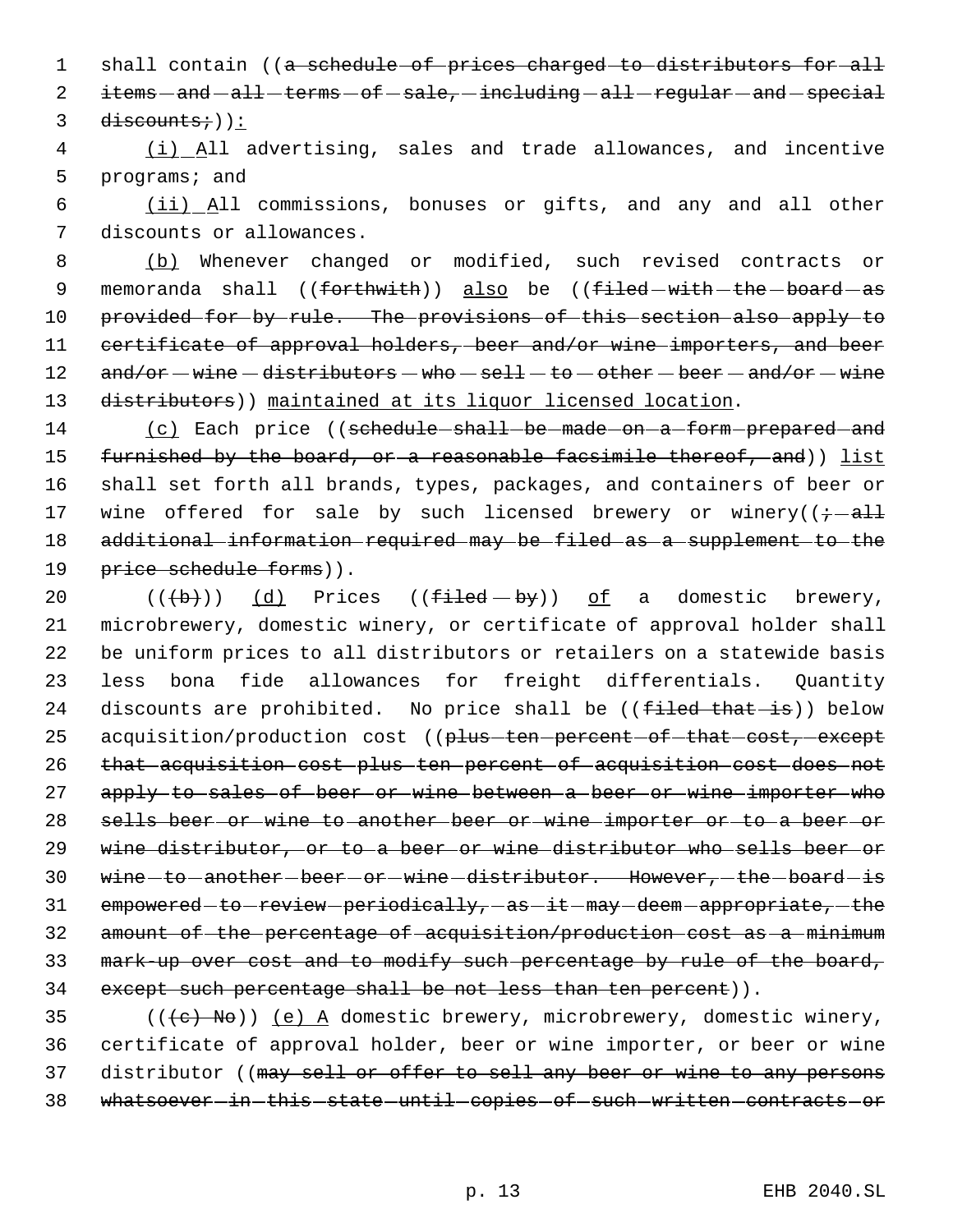shall contain ((~~a schedule of prices charged to distributors for all items and all terms of sale, including all regular and special discounts;~~))<u>:</u>

<u>(i)</u> <u>A</u>ll advertising, sales and trade allowances, and incentive programs; and

<u>(ii)</u> <u>A</u>ll commissions, bonuses or gifts, and any and all other discounts or allowances.

<u>(b)</u> Whenever changed or modified, such revised contracts or memoranda shall ((~~forthwith~~)) <u>also</u> be ((~~filed with the board as provided for by rule. The provisions of this section also apply to certificate of approval holders, beer and/or wine importers, and beer and/or wine distributors who sell to other beer and/or wine distributors~~)) <u>maintained at its liquor licensed location</u>.

<u>(c)</u> Each price ((~~schedule shall be made on a form prepared and furnished by the board, or a reasonable facsimile thereof, and~~)) <u>list</u> shall set forth all brands, types, packages, and containers of beer or wine offered for sale by such licensed brewery or winery((~~; all additional information required may be filed as a supplement to the price schedule forms~~)).

((~~(b)~~)) <u>(d)</u> Prices ((~~filed by~~)) <u>of</u> a domestic brewery, microbrewery, domestic winery, or certificate of approval holder shall be uniform prices to all distributors or retailers on a statewide basis less bona fide allowances for freight differentials. Quantity discounts are prohibited. No price shall be ((~~filed that is~~)) below acquisition/production cost ((~~plus ten percent of that cost, except that acquisition cost plus ten percent of acquisition cost does not apply to sales of beer or wine between a beer or wine importer who sells beer or wine to another beer or wine importer or to a beer or wine distributor, or to a beer or wine distributor who sells beer or wine to another beer or wine distributor. However, the board is empowered to review periodically, as it may deem appropriate, the amount of the percentage of acquisition/production cost as a minimum mark-up over cost and to modify such percentage by rule of the board, except such percentage shall be not less than ten percent~~)).

((~~(c) No~~)) <u>(e) A</u> domestic brewery, microbrewery, domestic winery, certificate of approval holder, beer or wine importer, or beer or wine distributor ((~~may sell or offer to sell any beer or wine to any persons whatsoever in this state until copies of such written contracts or~~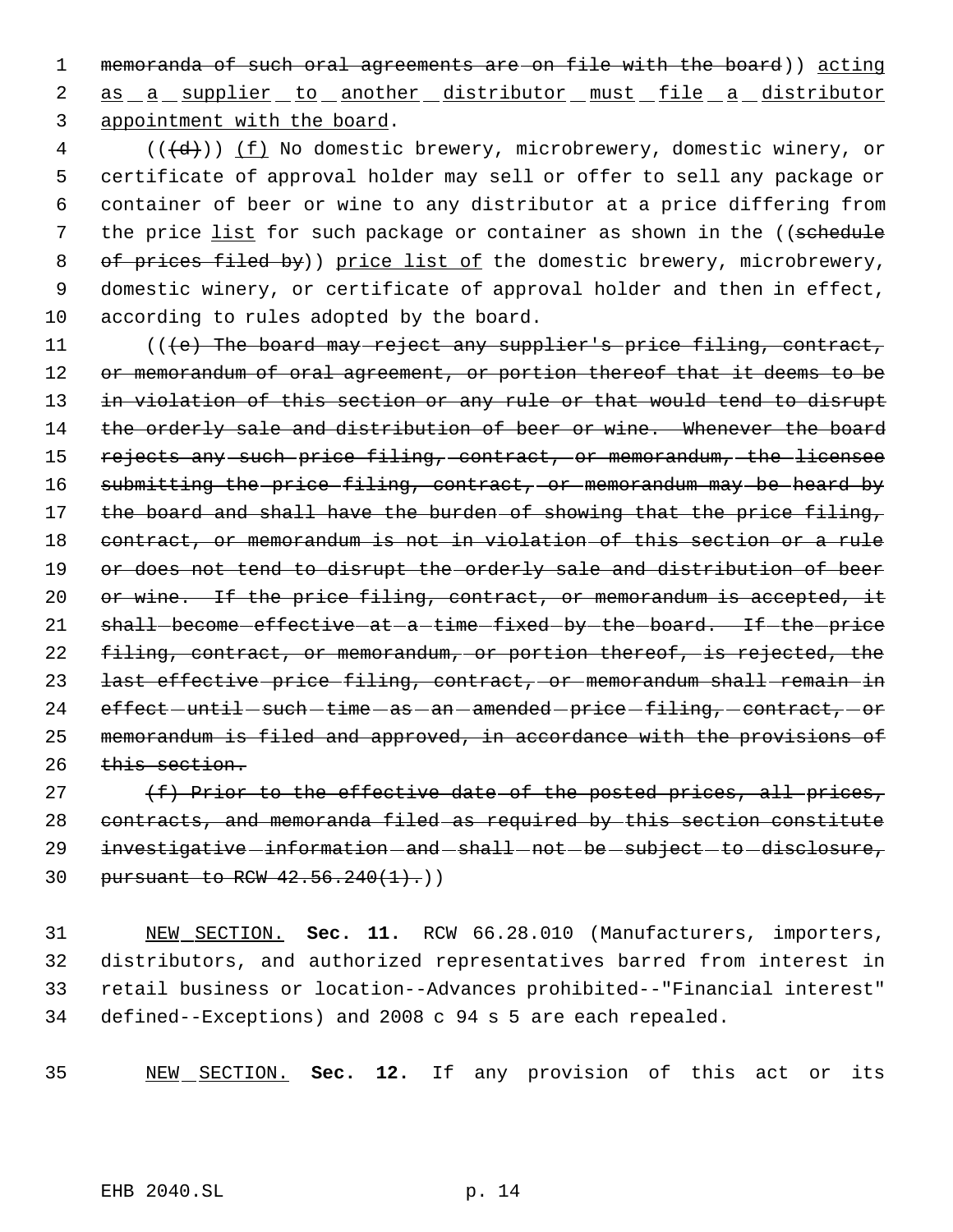memoranda of such oral agreements are on file with the board)) acting as a supplier to another distributor must file a distributor appointment with the board.

(((d))) (f) No domestic brewery, microbrewery, domestic winery, or certificate of approval holder may sell or offer to sell any package or container of beer or wine to any distributor at a price differing from the price list for such package or container as shown in the ((schedule of prices filed by)) price list of the domestic brewery, microbrewery, domestic winery, or certificate of approval holder and then in effect, according to rules adopted by the board.

(((e) The board may reject any supplier's price filing, contract, or memorandum of oral agreement, or portion thereof that it deems to be in violation of this section or any rule or that would tend to disrupt the orderly sale and distribution of beer or wine. Whenever the board rejects any such price filing, contract, or memorandum, the licensee submitting the price filing, contract, or memorandum may be heard by the board and shall have the burden of showing that the price filing, contract, or memorandum is not in violation of this section or a rule or does not tend to disrupt the orderly sale and distribution of beer or wine. If the price filing, contract, or memorandum is accepted, it shall become effective at a time fixed by the board. If the price filing, contract, or memorandum, or portion thereof, is rejected, the last effective price filing, contract, or memorandum shall remain in effect until such time as an amended price filing, contract, or memorandum is filed and approved, in accordance with the provisions of this section.

(f) Prior to the effective date of the posted prices, all prices, contracts, and memoranda filed as required by this section constitute investigative information and shall not be subject to disclosure, pursuant to RCW 42.56.240(1).))

NEW SECTION. **Sec. 11.** RCW 66.28.010 (Manufacturers, importers, distributors, and authorized representatives barred from interest in retail business or location--Advances prohibited--"Financial interest" defined--Exceptions) and 2008 c 94 s 5 are each repealed.

NEW SECTION. **Sec. 12.** If any provision of this act or its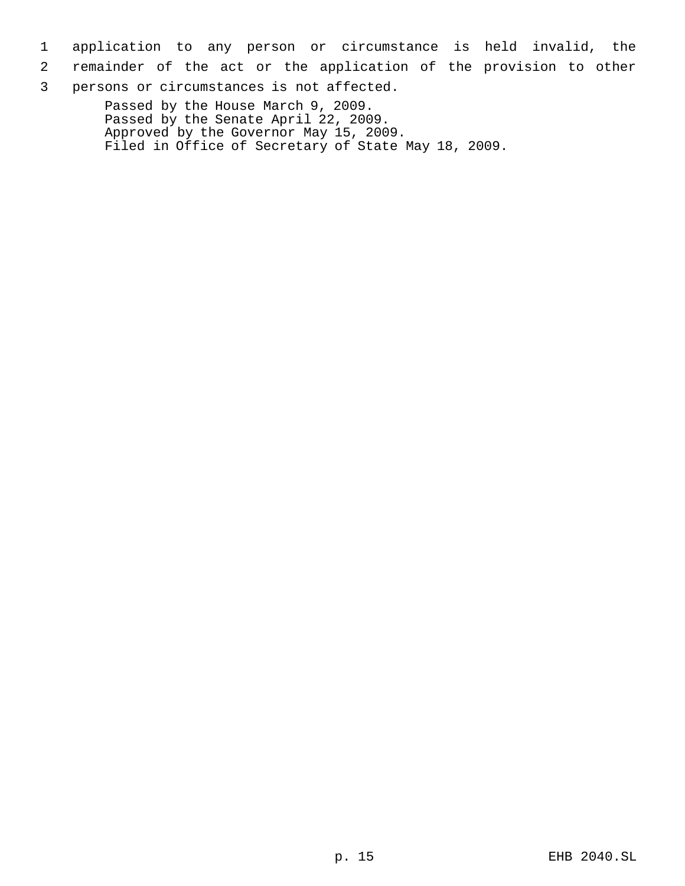application to any person or circumstance is held invalid, the remainder of the act or the application of the provision to other persons or circumstances is not affected.

Passed by the House March 9, 2009.
Passed by the Senate April 22, 2009.
Approved by the Governor May 15, 2009.
Filed in Office of Secretary of State May 18, 2009.